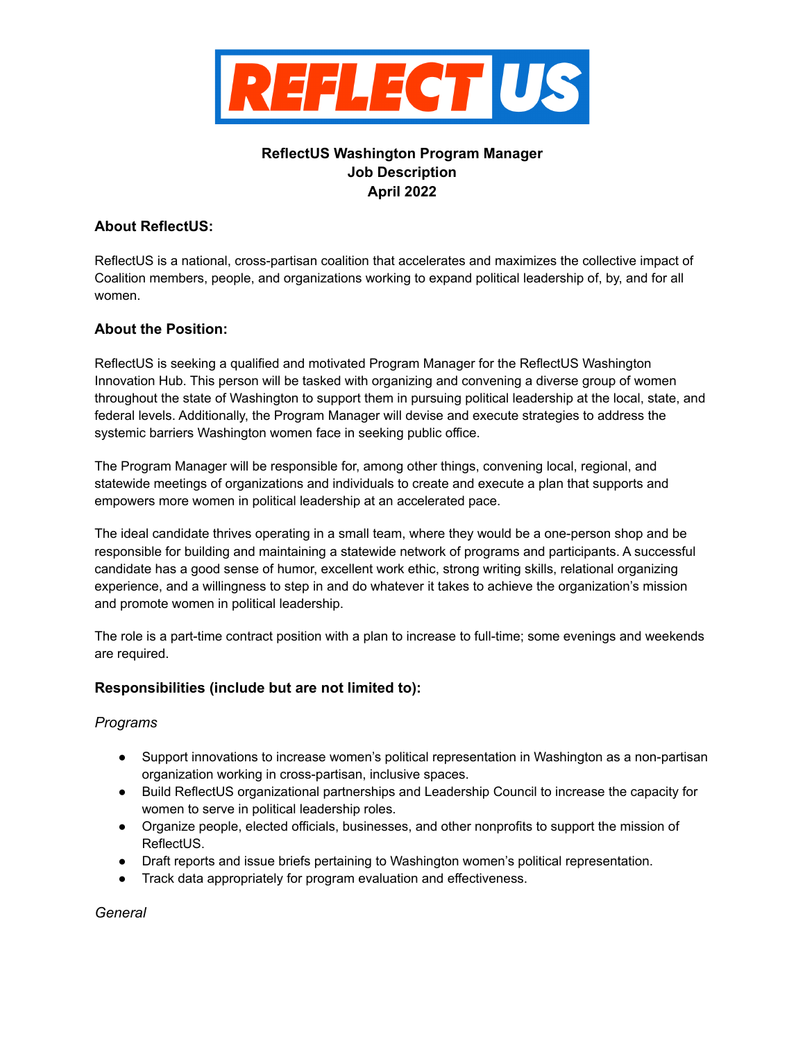# REFLECT US

**ReflectUS Washington Program Manager**
**Job Description**
**April 2022**

## About ReflectUS:

ReflectUS is a national, cross-partisan coalition that accelerates and maximizes the collective impact of Coalition members, people, and organizations working to expand political leadership of, by, and for all women.

## About the Position:

ReflectUS is seeking a qualified and motivated Program Manager for the ReflectUS Washington Innovation Hub. This person will be tasked with organizing and convening a diverse group of women throughout the state of Washington to support them in pursuing political leadership at the local, state, and federal levels. Additionally, the Program Manager will devise and execute strategies to address the systemic barriers Washington women face in seeking public office.

The Program Manager will be responsible for, among other things, convening local, regional, and statewide meetings of organizations and individuals to create and execute a plan that supports and empowers more women in political leadership at an accelerated pace.

The ideal candidate thrives operating in a small team, where they would be a one-person shop and be responsible for building and maintaining a statewide network of programs and participants. A successful candidate has a good sense of humor, excellent work ethic, strong writing skills, relational organizing experience, and a willingness to step in and do whatever it takes to achieve the organization's mission and promote women in political leadership.

The role is a part-time contract position with a plan to increase to full-time; some evenings and weekends are required.

## Responsibilities (include but are not limited to):

*Programs*

- Support innovations to increase women's political representation in Washington as a non-partisan organization working in cross-partisan, inclusive spaces.
- Build ReflectUS organizational partnerships and Leadership Council to increase the capacity for women to serve in political leadership roles.
- Organize people, elected officials, businesses, and other nonprofits to support the mission of ReflectUS.
- Draft reports and issue briefs pertaining to Washington women's political representation.
- Track data appropriately for program evaluation and effectiveness.

*General*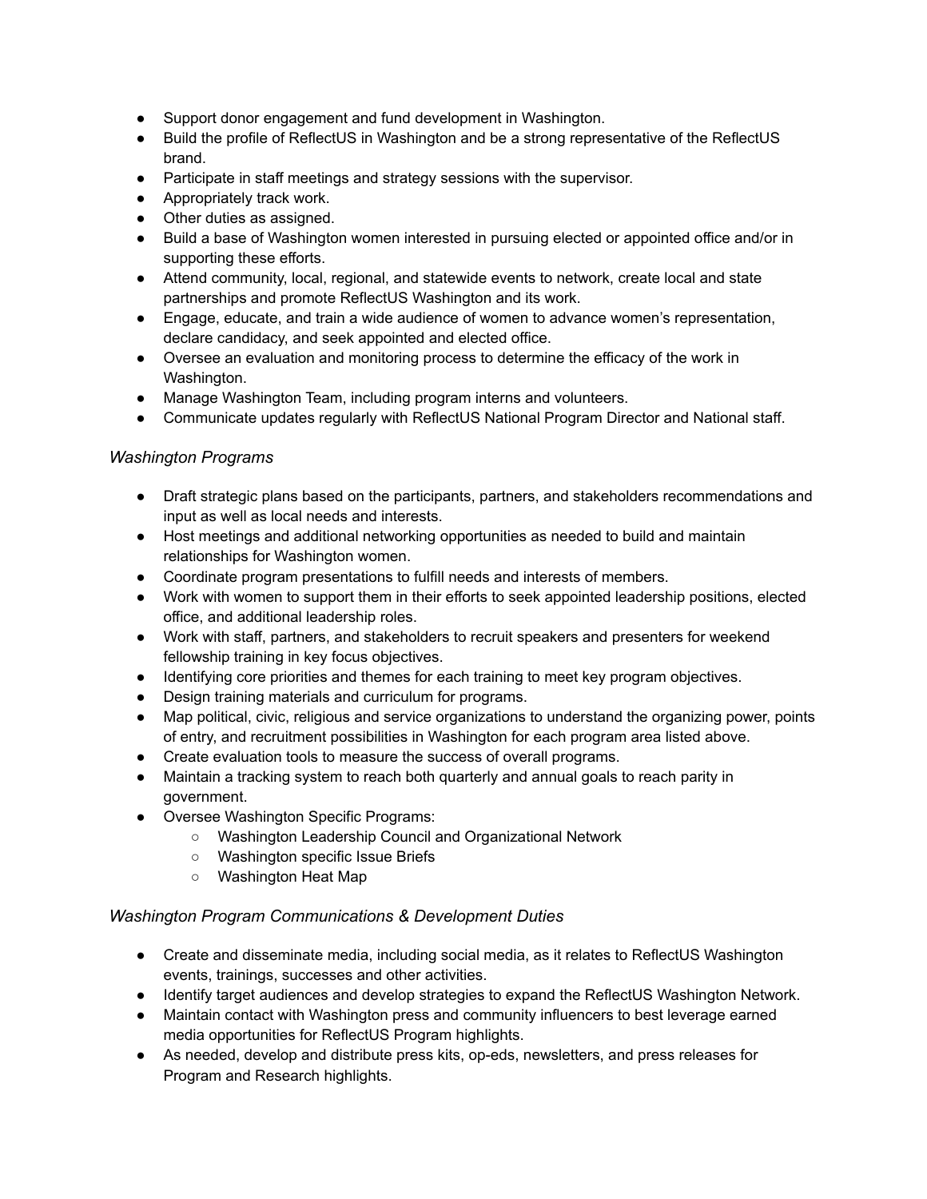- Support donor engagement and fund development in Washington.
- Build the profile of ReflectUS in Washington and be a strong representative of the ReflectUS brand.
- Participate in staff meetings and strategy sessions with the supervisor.
- Appropriately track work.
- Other duties as assigned.
- Build a base of Washington women interested in pursuing elected or appointed office and/or in supporting these efforts.
- Attend community, local, regional, and statewide events to network, create local and state partnerships and promote ReflectUS Washington and its work.
- Engage, educate, and train a wide audience of women to advance women's representation, declare candidacy, and seek appointed and elected office.
- Oversee an evaluation and monitoring process to determine the efficacy of the work in Washington.
- Manage Washington Team, including program interns and volunteers.
- Communicate updates regularly with ReflectUS National Program Director and National staff.

*Washington Programs*

- Draft strategic plans based on the participants, partners, and stakeholders recommendations and input as well as local needs and interests.
- Host meetings and additional networking opportunities as needed to build and maintain relationships for Washington women.
- Coordinate program presentations to fulfill needs and interests of members.
- Work with women to support them in their efforts to seek appointed leadership positions, elected office, and additional leadership roles.
- Work with staff, partners, and stakeholders to recruit speakers and presenters for weekend fellowship training in key focus objectives.
- Identifying core priorities and themes for each training to meet key program objectives.
- Design training materials and curriculum for programs.
- Map political, civic, religious and service organizations to understand the organizing power, points of entry, and recruitment possibilities in Washington for each program area listed above.
- Create evaluation tools to measure the success of overall programs.
- Maintain a tracking system to reach both quarterly and annual goals to reach parity in government.
- Oversee Washington Specific Programs:
  - Washington Leadership Council and Organizational Network
  - Washington specific Issue Briefs
  - Washington Heat Map

*Washington Program Communications & Development Duties*

- Create and disseminate media, including social media, as it relates to ReflectUS Washington events, trainings, successes and other activities.
- Identify target audiences and develop strategies to expand the ReflectUS Washington Network.
- Maintain contact with Washington press and community influencers to best leverage earned media opportunities for ReflectUS Program highlights.
- As needed, develop and distribute press kits, op-eds, newsletters, and press releases for Program and Research highlights.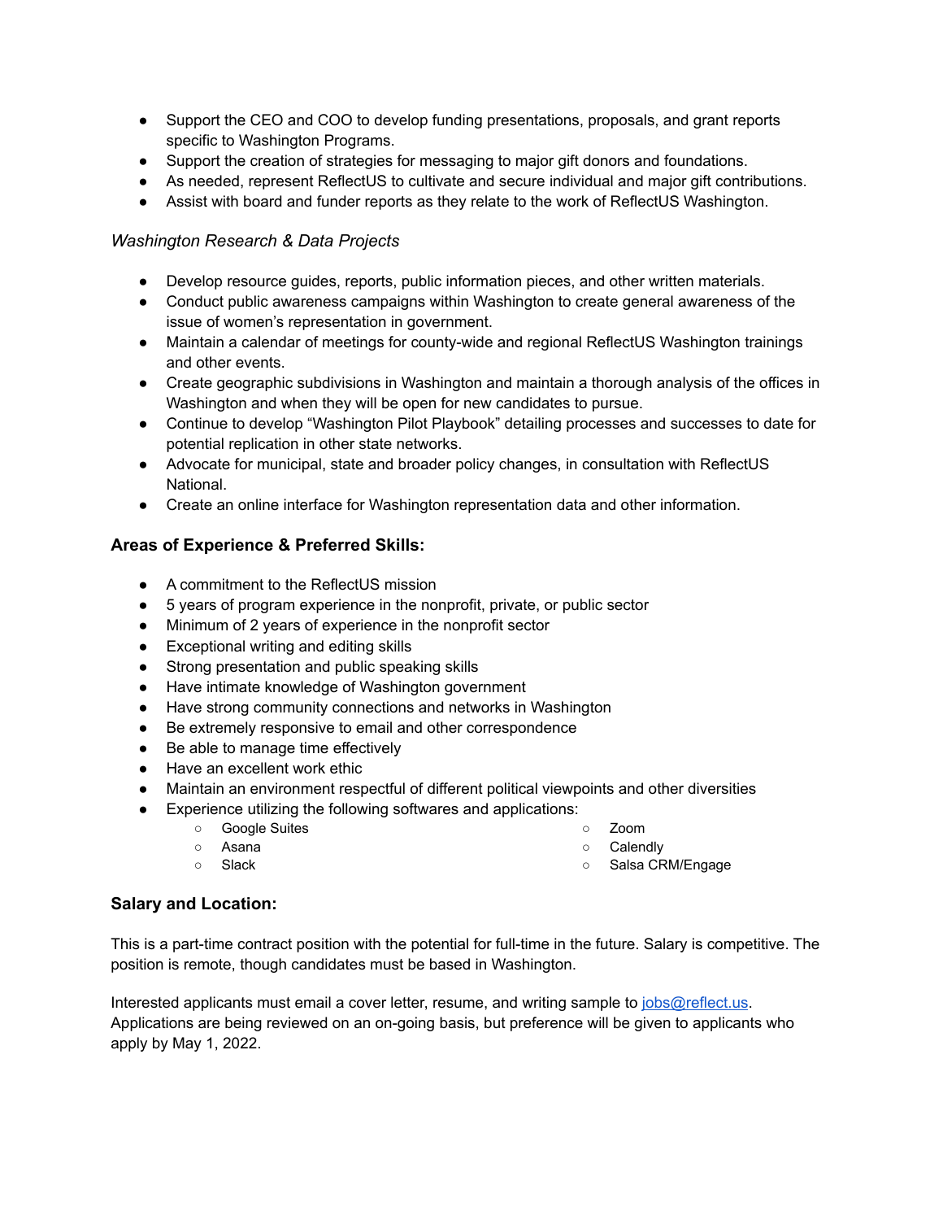- Support the CEO and COO to develop funding presentations, proposals, and grant reports specific to Washington Programs.
- Support the creation of strategies for messaging to major gift donors and foundations.
- As needed, represent ReflectUS to cultivate and secure individual and major gift contributions.
- Assist with board and funder reports as they relate to the work of ReflectUS Washington.

*Washington Research & Data Projects*

- Develop resource guides, reports, public information pieces, and other written materials.
- Conduct public awareness campaigns within Washington to create general awareness of the issue of women's representation in government.
- Maintain a calendar of meetings for county-wide and regional ReflectUS Washington trainings and other events.
- Create geographic subdivisions in Washington and maintain a thorough analysis of the offices in Washington and when they will be open for new candidates to pursue.
- Continue to develop "Washington Pilot Playbook" detailing processes and successes to date for potential replication in other state networks.
- Advocate for municipal, state and broader policy changes, in consultation with ReflectUS National.
- Create an online interface for Washington representation data and other information.

### Areas of Experience & Preferred Skills:

- A commitment to the ReflectUS mission
- 5 years of program experience in the nonprofit, private, or public sector
- Minimum of 2 years of experience in the nonprofit sector
- Exceptional writing and editing skills
- Strong presentation and public speaking skills
- Have intimate knowledge of Washington government
- Have strong community connections and networks in Washington
- Be extremely responsive to email and other correspondence
- Be able to manage time effectively
- Have an excellent work ethic
- Maintain an environment respectful of different political viewpoints and other diversities
- Experience utilizing the following softwares and applications:
  - Google Suites
  - Asana
  - Slack
  - Zoom
  - Calendly
  - Salsa CRM/Engage

### Salary and Location:

This is a part-time contract position with the potential for full-time in the future. Salary is competitive. The position is remote, though candidates must be based in Washington.

Interested applicants must email a cover letter, resume, and writing sample to [jobs@reflect.us](mailto:jobs@reflect.us). Applications are being reviewed on an on-going basis, but preference will be given to applicants who apply by May 1, 2022.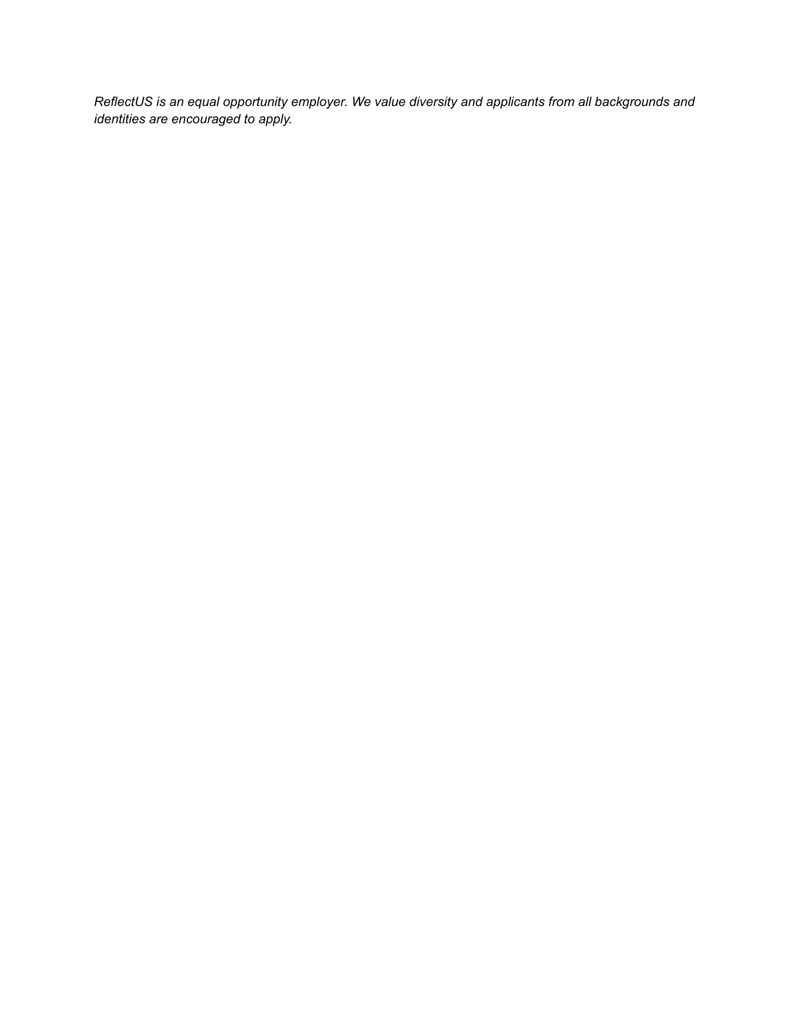*ReflectUS is an equal opportunity employer. We value diversity and applicants from all backgrounds and identities are encouraged to apply.*